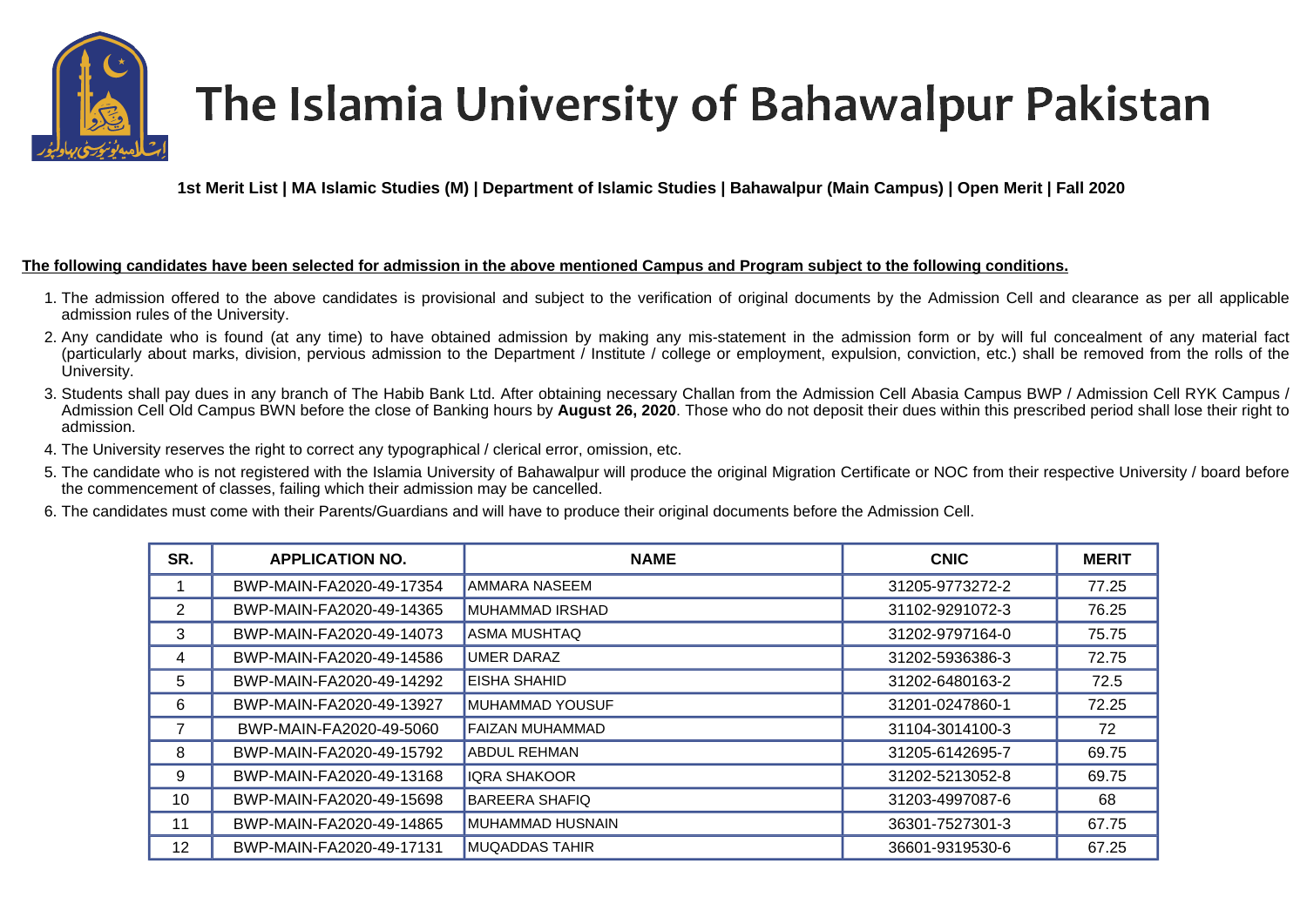# The Islamia University of Bahawalpur Pakistan

**1st Merit List | MA Islamic Studies (M) | Department of Islamic Studies | Bahawalpur (Main Campus) | Open Merit | Fall 2020**

**The following candidates have been selected for admission in the above mentioned Campus and Program subject to the following conditions.**

1. The admission offered to the above candidates is provisional and subject to the verification of original documents by the Admission Cell and clearance as per all applicable admission rules of the University.
2. Any candidate who is found (at any time) to have obtained admission by making any mis-statement in the admission form or by will ful concealment of any material fact (particularly about marks, division, pervious admission to the Department / Institute / college or employment, expulsion, conviction, etc.) shall be removed from the rolls of the University.
3. Students shall pay dues in any branch of The Habib Bank Ltd. After obtaining necessary Challan from the Admission Cell Abasia Campus BWP / Admission Cell RYK Campus / Admission Cell Old Campus BWN before the close of Banking hours by **August 26, 2020**. Those who do not deposit their dues within this prescribed period shall lose their right to admission.
4. The University reserves the right to correct any typographical / clerical error, omission, etc.
5. The candidate who is not registered with the Islamia University of Bahawalpur will produce the original Migration Certificate or NOC from their respective University / board before the commencement of classes, failing which their admission may be cancelled.
6. The candidates must come with their Parents/Guardians and will have to produce their original documents before the Admission Cell.

| SR. | APPLICATION NO. | NAME | CNIC | MERIT |
|---|---|---|---|---|
| 1 | BWP-MAIN-FA2020-49-17354 | AMMARA NASEEM | 31205-9773272-2 | 77.25 |
| 2 | BWP-MAIN-FA2020-49-14365 | MUHAMMAD IRSHAD | 31102-9291072-3 | 76.25 |
| 3 | BWP-MAIN-FA2020-49-14073 | ASMA MUSHTAQ | 31202-9797164-0 | 75.75 |
| 4 | BWP-MAIN-FA2020-49-14586 | UMER DARAZ | 31202-5936386-3 | 72.75 |
| 5 | BWP-MAIN-FA2020-49-14292 | EISHA SHAHID | 31202-6480163-2 | 72.5 |
| 6 | BWP-MAIN-FA2020-49-13927 | MUHAMMAD YOUSUF | 31201-0247860-1 | 72.25 |
| 7 | BWP-MAIN-FA2020-49-5060 | FAIZAN MUHAMMAD | 31104-3014100-3 | 72 |
| 8 | BWP-MAIN-FA2020-49-15792 | ABDUL REHMAN | 31205-6142695-7 | 69.75 |
| 9 | BWP-MAIN-FA2020-49-13168 | IQRA SHAKOOR | 31202-5213052-8 | 69.75 |
| 10 | BWP-MAIN-FA2020-49-15698 | BAREERA SHAFIQ | 31203-4997087-6 | 68 |
| 11 | BWP-MAIN-FA2020-49-14865 | MUHAMMAD HUSNAIN | 36301-7527301-3 | 67.75 |
| 12 | BWP-MAIN-FA2020-49-17131 | MUQADDAS TAHIR | 36601-9319530-6 | 67.25 |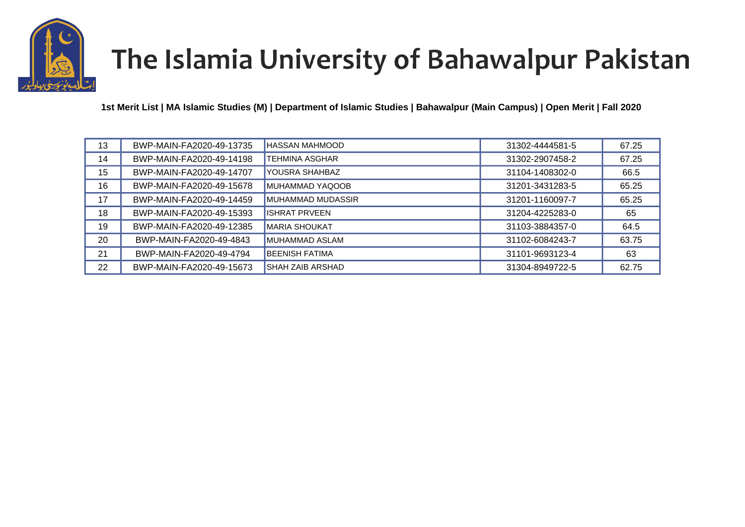# The Islamia University of Bahawalpur Pakistan

**1st Merit List | MA Islamic Studies (M) | Department of Islamic Studies | Bahawalpur (Main Campus) | Open Merit | Fall 2020**

| | | | | |
|---|---|---|---|---|
| 13 | BWP-MAIN-FA2020-49-13735 | HASSAN MAHMOOD | 31302-4444581-5 | 67.25 |
| 14 | BWP-MAIN-FA2020-49-14198 | TEHMINA ASGHAR | 31302-2907458-2 | 67.25 |
| 15 | BWP-MAIN-FA2020-49-14707 | YOUSRA SHAHBAZ | 31104-1408302-0 | 66.5 |
| 16 | BWP-MAIN-FA2020-49-15678 | MUHAMMAD YAQOOB | 31201-3431283-5 | 65.25 |
| 17 | BWP-MAIN-FA2020-49-14459 | MUHAMMAD MUDASSIR | 31201-1160097-7 | 65.25 |
| 18 | BWP-MAIN-FA2020-49-15393 | ISHRAT PRVEEN | 31204-4225283-0 | 65 |
| 19 | BWP-MAIN-FA2020-49-12385 | MARIA SHOUKAT | 31103-3884357-0 | 64.5 |
| 20 | BWP-MAIN-FA2020-49-4843 | MUHAMMAD ASLAM | 31102-6084243-7 | 63.75 |
| 21 | BWP-MAIN-FA2020-49-4794 | BEENISH FATIMA | 31101-9693123-4 | 63 |
| 22 | BWP-MAIN-FA2020-49-15673 | SHAH ZAIB ARSHAD | 31304-8949722-5 | 62.75 |